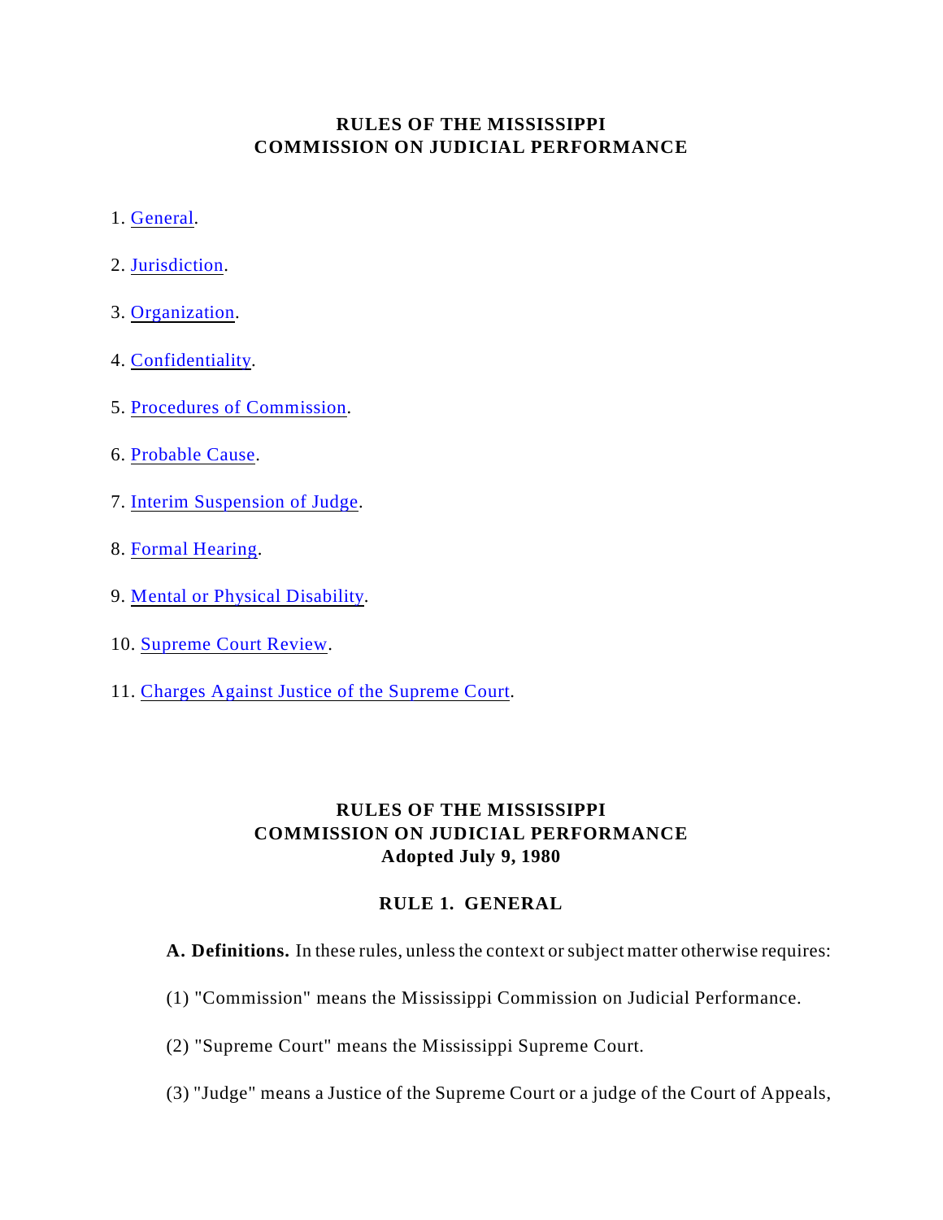**RULES OF THE MISSISSIPPI**
**COMMISSION ON JUDICIAL PERFORMANCE**

1. General.
2. Jurisdiction.
3. Organization.
4. Confidentiality.
5. Procedures of Commission.
6. Probable Cause.
7. Interim Suspension of Judge.
8. Formal Hearing.
9. Mental or Physical Disability.
10. Supreme Court Review.
11. Charges Against Justice of the Supreme Court.

# RULES OF THE MISSISSIPPI COMMISSION ON JUDICIAL PERFORMANCE
**Adopted July 9, 1980**

## RULE 1. GENERAL

**A. Definitions.** In these rules, unless the context or subject matter otherwise requires:

(1) "Commission" means the Mississippi Commission on Judicial Performance.

(2) "Supreme Court" means the Mississippi Supreme Court.

(3) "Judge" means a Justice of the Supreme Court or a judge of the Court of Appeals,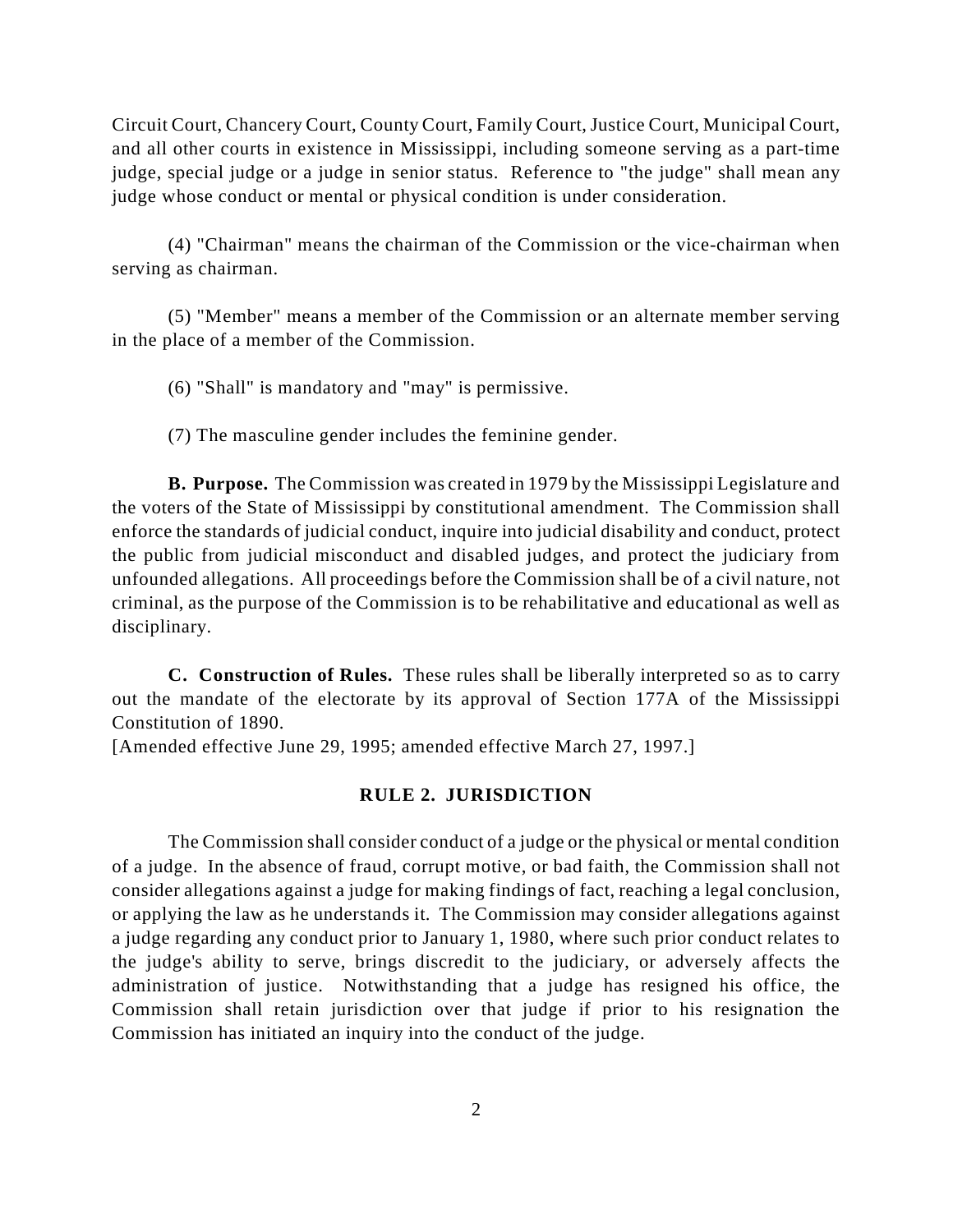Circuit Court, Chancery Court, County Court, Family Court, Justice Court, Municipal Court, and all other courts in existence in Mississippi, including someone serving as a part-time judge, special judge or a judge in senior status. Reference to "the judge" shall mean any judge whose conduct or mental or physical condition is under consideration.

(4) "Chairman" means the chairman of the Commission or the vice-chairman when serving as chairman.

(5) "Member" means a member of the Commission or an alternate member serving in the place of a member of the Commission.

(6) "Shall" is mandatory and "may" is permissive.

(7) The masculine gender includes the feminine gender.

**B. Purpose.** The Commission was created in 1979 by the Mississippi Legislature and the voters of the State of Mississippi by constitutional amendment. The Commission shall enforce the standards of judicial conduct, inquire into judicial disability and conduct, protect the public from judicial misconduct and disabled judges, and protect the judiciary from unfounded allegations. All proceedings before the Commission shall be of a civil nature, not criminal, as the purpose of the Commission is to be rehabilitative and educational as well as disciplinary.

**C. Construction of Rules.** These rules shall be liberally interpreted so as to carry out the mandate of the electorate by its approval of Section 177A of the Mississippi Constitution of 1890.

[Amended effective June 29, 1995; amended effective March 27, 1997.]

## RULE 2. JURISDICTION

The Commission shall consider conduct of a judge or the physical or mental condition of a judge. In the absence of fraud, corrupt motive, or bad faith, the Commission shall not consider allegations against a judge for making findings of fact, reaching a legal conclusion, or applying the law as he understands it. The Commission may consider allegations against a judge regarding any conduct prior to January 1, 1980, where such prior conduct relates to the judge's ability to serve, brings discredit to the judiciary, or adversely affects the administration of justice. Notwithstanding that a judge has resigned his office, the Commission shall retain jurisdiction over that judge if prior to his resignation the Commission has initiated an inquiry into the conduct of the judge.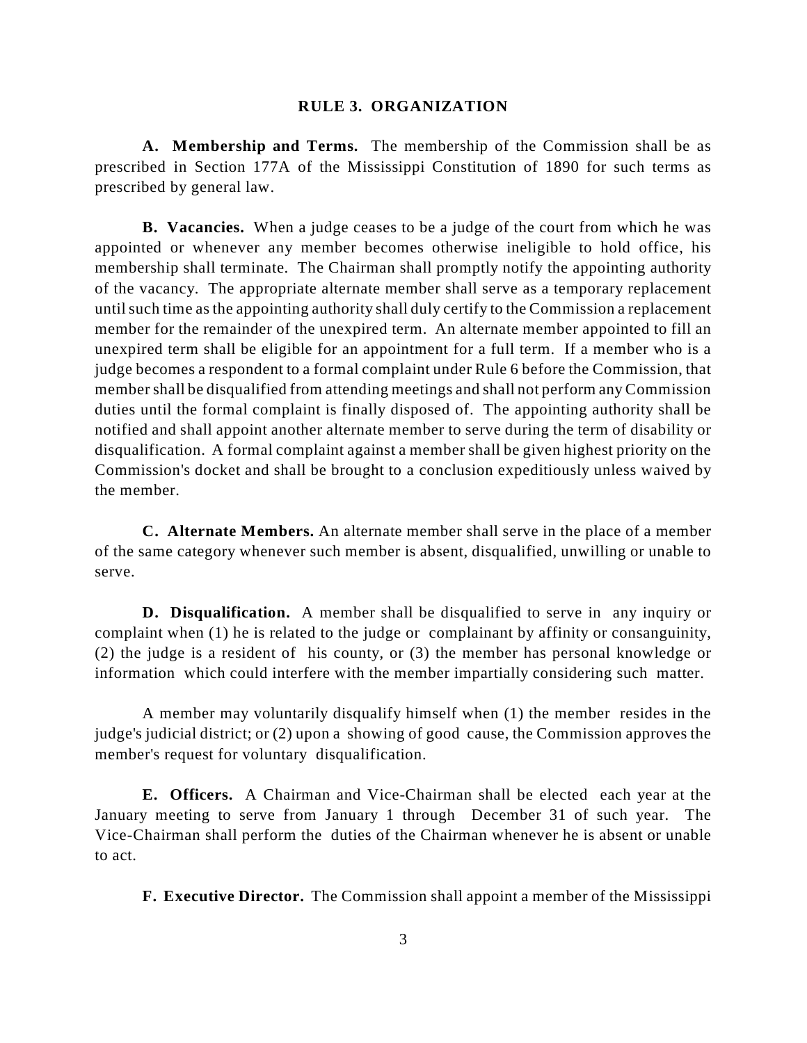## RULE 3. ORGANIZATION

**A. Membership and Terms.** The membership of the Commission shall be as prescribed in Section 177A of the Mississippi Constitution of 1890 for such terms as prescribed by general law.

**B. Vacancies.** When a judge ceases to be a judge of the court from which he was appointed or whenever any member becomes otherwise ineligible to hold office, his membership shall terminate. The Chairman shall promptly notify the appointing authority of the vacancy. The appropriate alternate member shall serve as a temporary replacement until such time as the appointing authority shall duly certify to the Commission a replacement member for the remainder of the unexpired term. An alternate member appointed to fill an unexpired term shall be eligible for an appointment for a full term. If a member who is a judge becomes a respondent to a formal complaint under Rule 6 before the Commission, that member shall be disqualified from attending meetings and shall not perform any Commission duties until the formal complaint is finally disposed of. The appointing authority shall be notified and shall appoint another alternate member to serve during the term of disability or disqualification. A formal complaint against a member shall be given highest priority on the Commission's docket and shall be brought to a conclusion expeditiously unless waived by the member.

**C. Alternate Members.** An alternate member shall serve in the place of a member of the same category whenever such member is absent, disqualified, unwilling or unable to serve.

**D. Disqualification.** A member shall be disqualified to serve in any inquiry or complaint when (1) he is related to the judge or complainant by affinity or consanguinity, (2) the judge is a resident of his county, or (3) the member has personal knowledge or information which could interfere with the member impartially considering such matter.

A member may voluntarily disqualify himself when (1) the member resides in the judge's judicial district; or (2) upon a showing of good cause, the Commission approves the member's request for voluntary disqualification.

**E. Officers.** A Chairman and Vice-Chairman shall be elected each year at the January meeting to serve from January 1 through December 31 of such year. The Vice-Chairman shall perform the duties of the Chairman whenever he is absent or unable to act.

**F. Executive Director.** The Commission shall appoint a member of the Mississippi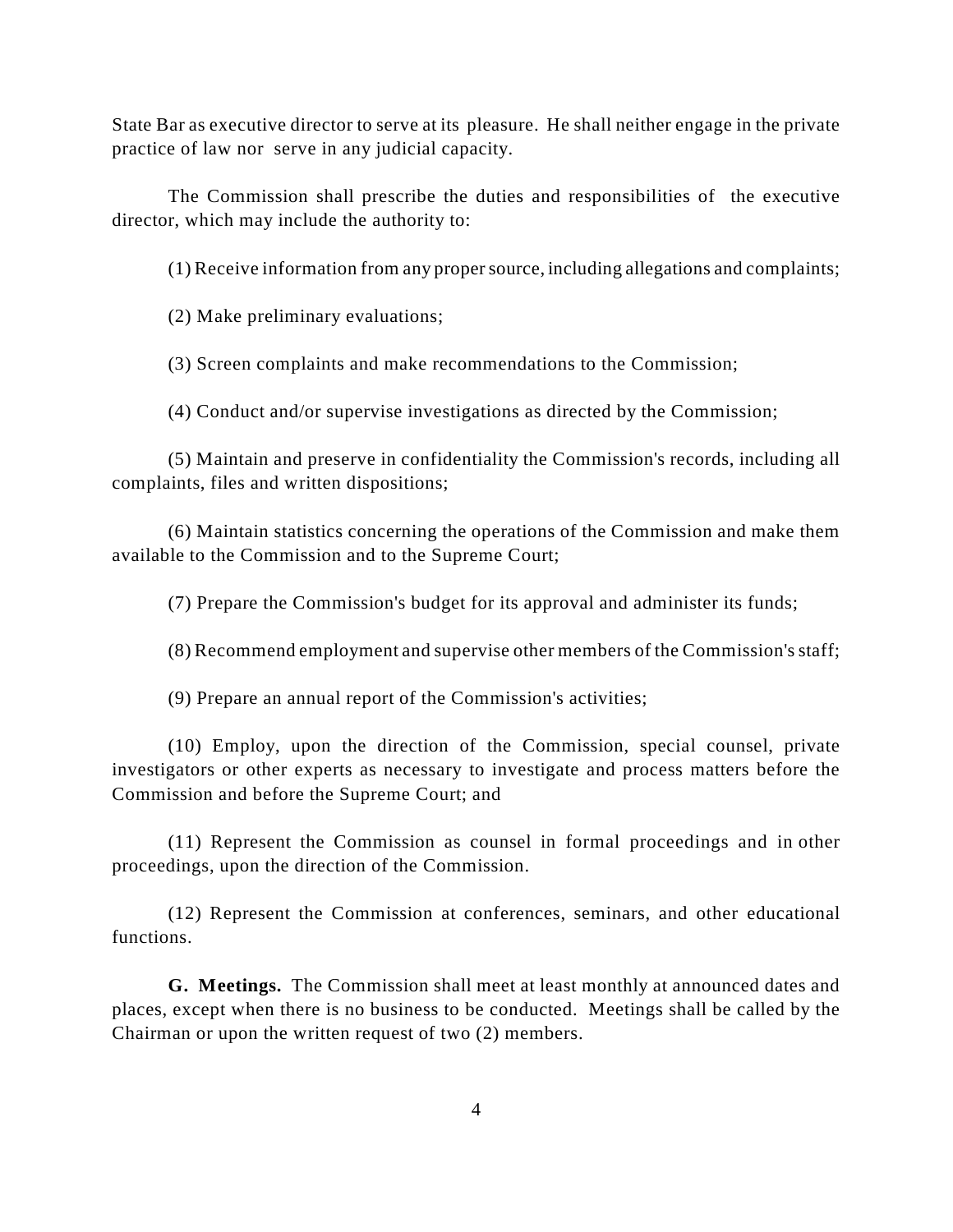State Bar as executive director to serve at its pleasure. He shall neither engage in the private practice of law nor serve in any judicial capacity.

The Commission shall prescribe the duties and responsibilities of the executive director, which may include the authority to:

(1) Receive information from any proper source, including allegations and complaints;

(2) Make preliminary evaluations;

(3) Screen complaints and make recommendations to the Commission;

(4) Conduct and/or supervise investigations as directed by the Commission;

(5) Maintain and preserve in confidentiality the Commission's records, including all complaints, files and written dispositions;

(6) Maintain statistics concerning the operations of the Commission and make them available to the Commission and to the Supreme Court;

(7) Prepare the Commission's budget for its approval and administer its funds;

(8) Recommend employment and supervise other members of the Commission's staff;

(9) Prepare an annual report of the Commission's activities;

(10) Employ, upon the direction of the Commission, special counsel, private investigators or other experts as necessary to investigate and process matters before the Commission and before the Supreme Court; and

(11) Represent the Commission as counsel in formal proceedings and in other proceedings, upon the direction of the Commission.

(12) Represent the Commission at conferences, seminars, and other educational functions.

**G. Meetings.** The Commission shall meet at least monthly at announced dates and places, except when there is no business to be conducted. Meetings shall be called by the Chairman or upon the written request of two (2) members.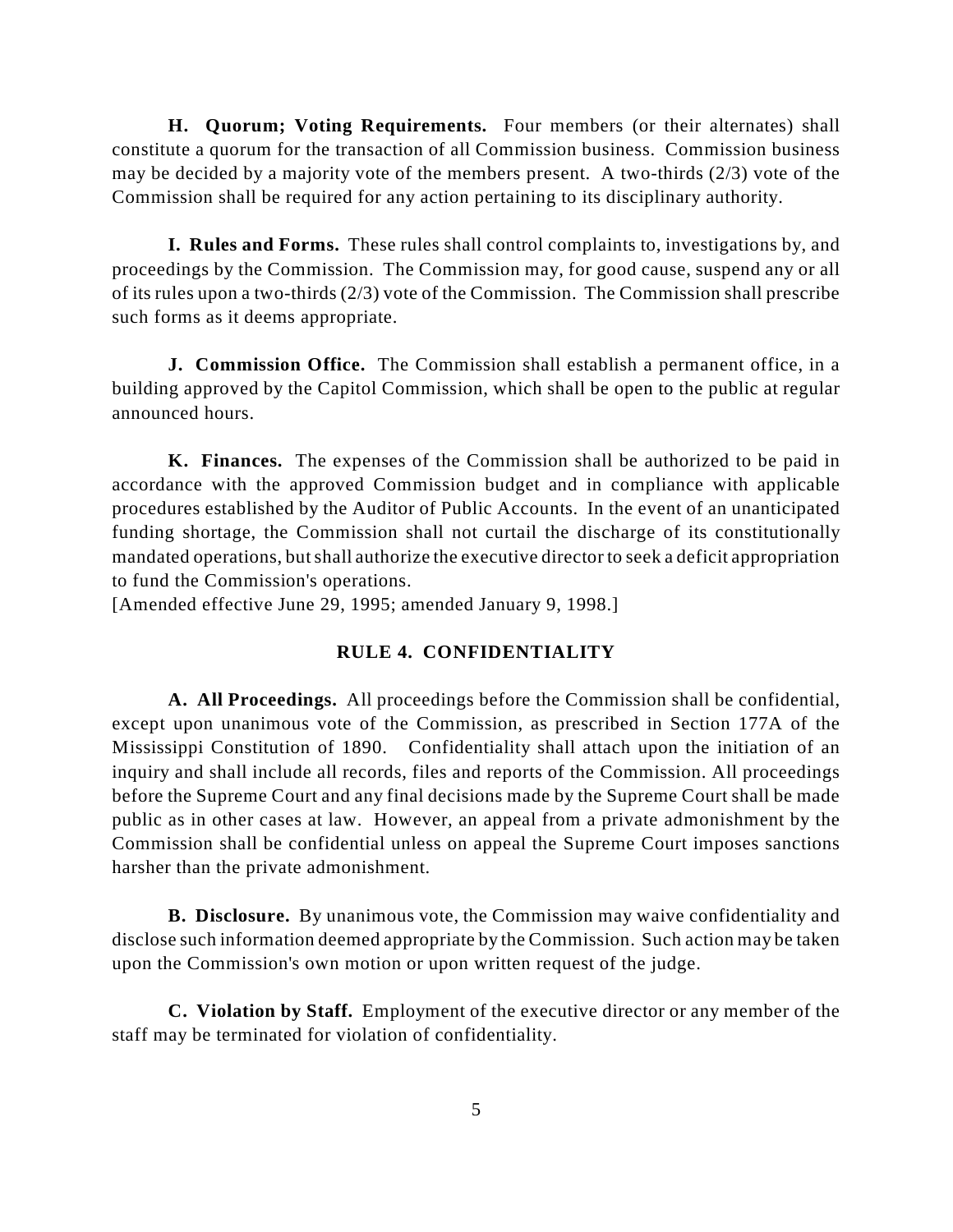**H. Quorum; Voting Requirements.** Four members (or their alternates) shall constitute a quorum for the transaction of all Commission business. Commission business may be decided by a majority vote of the members present. A two-thirds (2/3) vote of the Commission shall be required for any action pertaining to its disciplinary authority.

**I. Rules and Forms.** These rules shall control complaints to, investigations by, and proceedings by the Commission. The Commission may, for good cause, suspend any or all of its rules upon a two-thirds (2/3) vote of the Commission. The Commission shall prescribe such forms as it deems appropriate.

**J. Commission Office.** The Commission shall establish a permanent office, in a building approved by the Capitol Commission, which shall be open to the public at regular announced hours.

**K. Finances.** The expenses of the Commission shall be authorized to be paid in accordance with the approved Commission budget and in compliance with applicable procedures established by the Auditor of Public Accounts. In the event of an unanticipated funding shortage, the Commission shall not curtail the discharge of its constitutionally mandated operations, but shall authorize the executive director to seek a deficit appropriation to fund the Commission's operations.
[Amended effective June 29, 1995; amended January 9, 1998.]

## RULE 4. CONFIDENTIALITY

**A. All Proceedings.** All proceedings before the Commission shall be confidential, except upon unanimous vote of the Commission, as prescribed in Section 177A of the Mississippi Constitution of 1890. Confidentiality shall attach upon the initiation of an inquiry and shall include all records, files and reports of the Commission. All proceedings before the Supreme Court and any final decisions made by the Supreme Court shall be made public as in other cases at law. However, an appeal from a private admonishment by the Commission shall be confidential unless on appeal the Supreme Court imposes sanctions harsher than the private admonishment.

**B. Disclosure.** By unanimous vote, the Commission may waive confidentiality and disclose such information deemed appropriate by the Commission. Such action may be taken upon the Commission's own motion or upon written request of the judge.

**C. Violation by Staff.** Employment of the executive director or any member of the staff may be terminated for violation of confidentiality.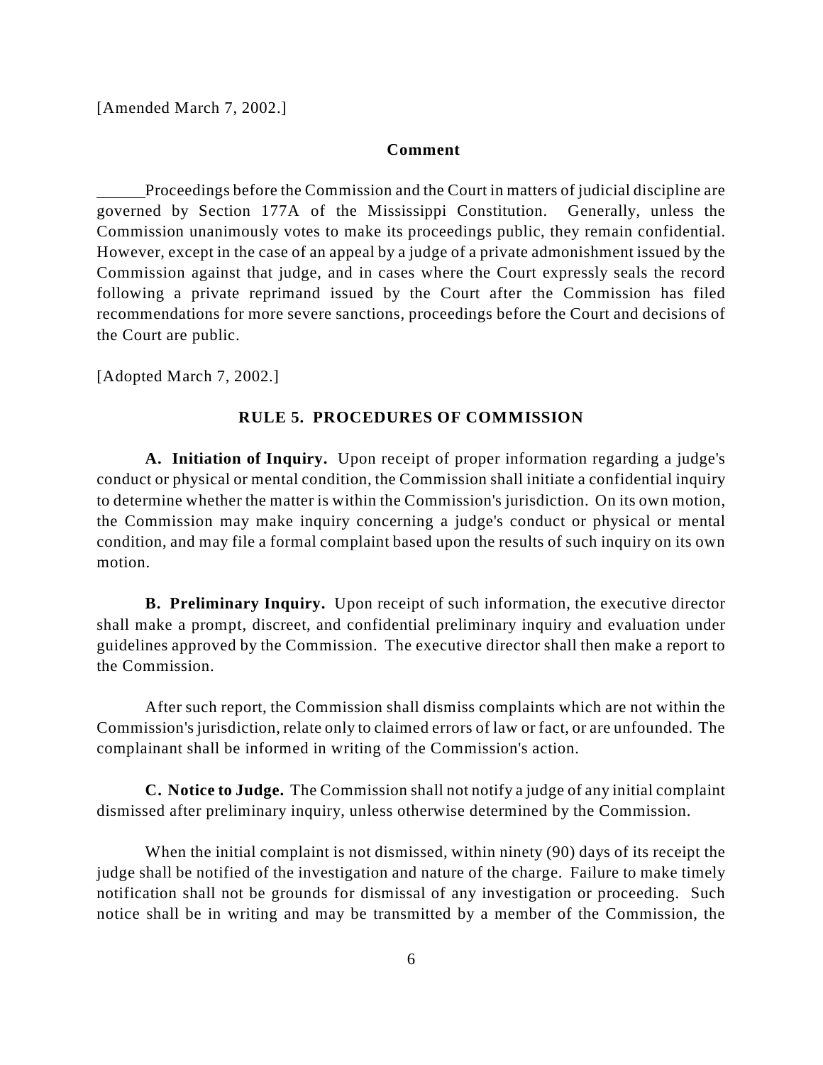[Amended March 7, 2002.]

**Comment**

Proceedings before the Commission and the Court in matters of judicial discipline are governed by Section 177A of the Mississippi Constitution. Generally, unless the Commission unanimously votes to make its proceedings public, they remain confidential. However, except in the case of an appeal by a judge of a private admonishment issued by the Commission against that judge, and in cases where the Court expressly seals the record following a private reprimand issued by the Court after the Commission has filed recommendations for more severe sanctions, proceedings before the Court and decisions of the Court are public.

[Adopted March 7, 2002.]

## RULE 5. PROCEDURES OF COMMISSION

**A. Initiation of Inquiry.** Upon receipt of proper information regarding a judge's conduct or physical or mental condition, the Commission shall initiate a confidential inquiry to determine whether the matter is within the Commission's jurisdiction. On its own motion, the Commission may make inquiry concerning a judge's conduct or physical or mental condition, and may file a formal complaint based upon the results of such inquiry on its own motion.

**B. Preliminary Inquiry.** Upon receipt of such information, the executive director shall make a prompt, discreet, and confidential preliminary inquiry and evaluation under guidelines approved by the Commission. The executive director shall then make a report to the Commission.

After such report, the Commission shall dismiss complaints which are not within the Commission's jurisdiction, relate only to claimed errors of law or fact, or are unfounded. The complainant shall be informed in writing of the Commission's action.

**C. Notice to Judge.** The Commission shall not notify a judge of any initial complaint dismissed after preliminary inquiry, unless otherwise determined by the Commission.

When the initial complaint is not dismissed, within ninety (90) days of its receipt the judge shall be notified of the investigation and nature of the charge. Failure to make timely notification shall not be grounds for dismissal of any investigation or proceeding. Such notice shall be in writing and may be transmitted by a member of the Commission, the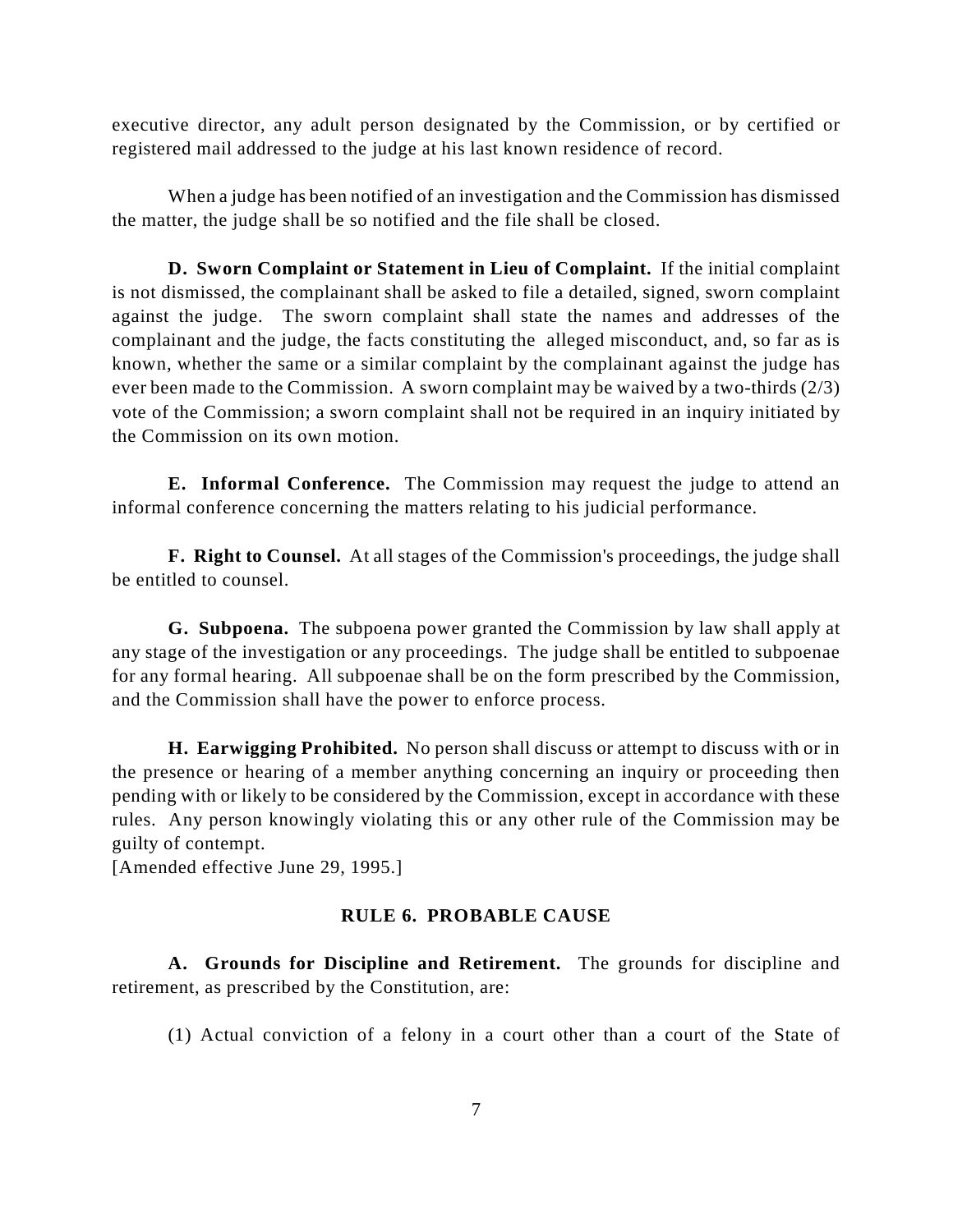executive director, any adult person designated by the Commission, or by certified or registered mail addressed to the judge at his last known residence of record.

When a judge has been notified of an investigation and the Commission has dismissed the matter, the judge shall be so notified and the file shall be closed.

**D. Sworn Complaint or Statement in Lieu of Complaint.** If the initial complaint is not dismissed, the complainant shall be asked to file a detailed, signed, sworn complaint against the judge. The sworn complaint shall state the names and addresses of the complainant and the judge, the facts constituting the alleged misconduct, and, so far as is known, whether the same or a similar complaint by the complainant against the judge has ever been made to the Commission. A sworn complaint may be waived by a two-thirds (2/3) vote of the Commission; a sworn complaint shall not be required in an inquiry initiated by the Commission on its own motion.

**E. Informal Conference.** The Commission may request the judge to attend an informal conference concerning the matters relating to his judicial performance.

**F. Right to Counsel.** At all stages of the Commission's proceedings, the judge shall be entitled to counsel.

**G. Subpoena.** The subpoena power granted the Commission by law shall apply at any stage of the investigation or any proceedings. The judge shall be entitled to subpoenae for any formal hearing. All subpoenae shall be on the form prescribed by the Commission, and the Commission shall have the power to enforce process.

**H. Earwigging Prohibited.** No person shall discuss or attempt to discuss with or in the presence or hearing of a member anything concerning an inquiry or proceeding then pending with or likely to be considered by the Commission, except in accordance with these rules. Any person knowingly violating this or any other rule of the Commission may be guilty of contempt.
[Amended effective June 29, 1995.]

## RULE 6. PROBABLE CAUSE

**A. Grounds for Discipline and Retirement.** The grounds for discipline and retirement, as prescribed by the Constitution, are:

(1) Actual conviction of a felony in a court other than a court of the State of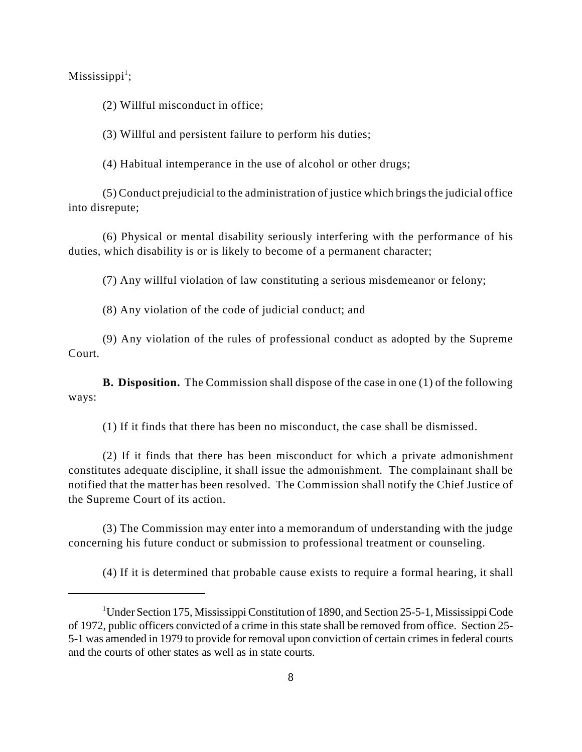Mississippi[1];

(2) Willful misconduct in office;

(3) Willful and persistent failure to perform his duties;

(4) Habitual intemperance in the use of alcohol or other drugs;

(5) Conduct prejudicial to the administration of justice which brings the judicial office into disrepute;

(6) Physical or mental disability seriously interfering with the performance of his duties, which disability is or is likely to become of a permanent character;

(7) Any willful violation of law constituting a serious misdemeanor or felony;

(8) Any violation of the code of judicial conduct; and

(9) Any violation of the rules of professional conduct as adopted by the Supreme Court.

**B. Disposition.** The Commission shall dispose of the case in one (1) of the following ways:

(1) If it finds that there has been no misconduct, the case shall be dismissed.

(2) If it finds that there has been misconduct for which a private admonishment constitutes adequate discipline, it shall issue the admonishment. The complainant shall be notified that the matter has been resolved. The Commission shall notify the Chief Justice of the Supreme Court of its action.

(3) The Commission may enter into a memorandum of understanding with the judge concerning his future conduct or submission to professional treatment or counseling.

(4) If it is determined that probable cause exists to require a formal hearing, it shall

---

[1] Under Section 175, Mississippi Constitution of 1890, and Section 25-5-1, Mississippi Code of 1972, public officers convicted of a crime in this state shall be removed from office. Section 25-5-1 was amended in 1979 to provide for removal upon conviction of certain crimes in federal courts and the courts of other states as well as in state courts.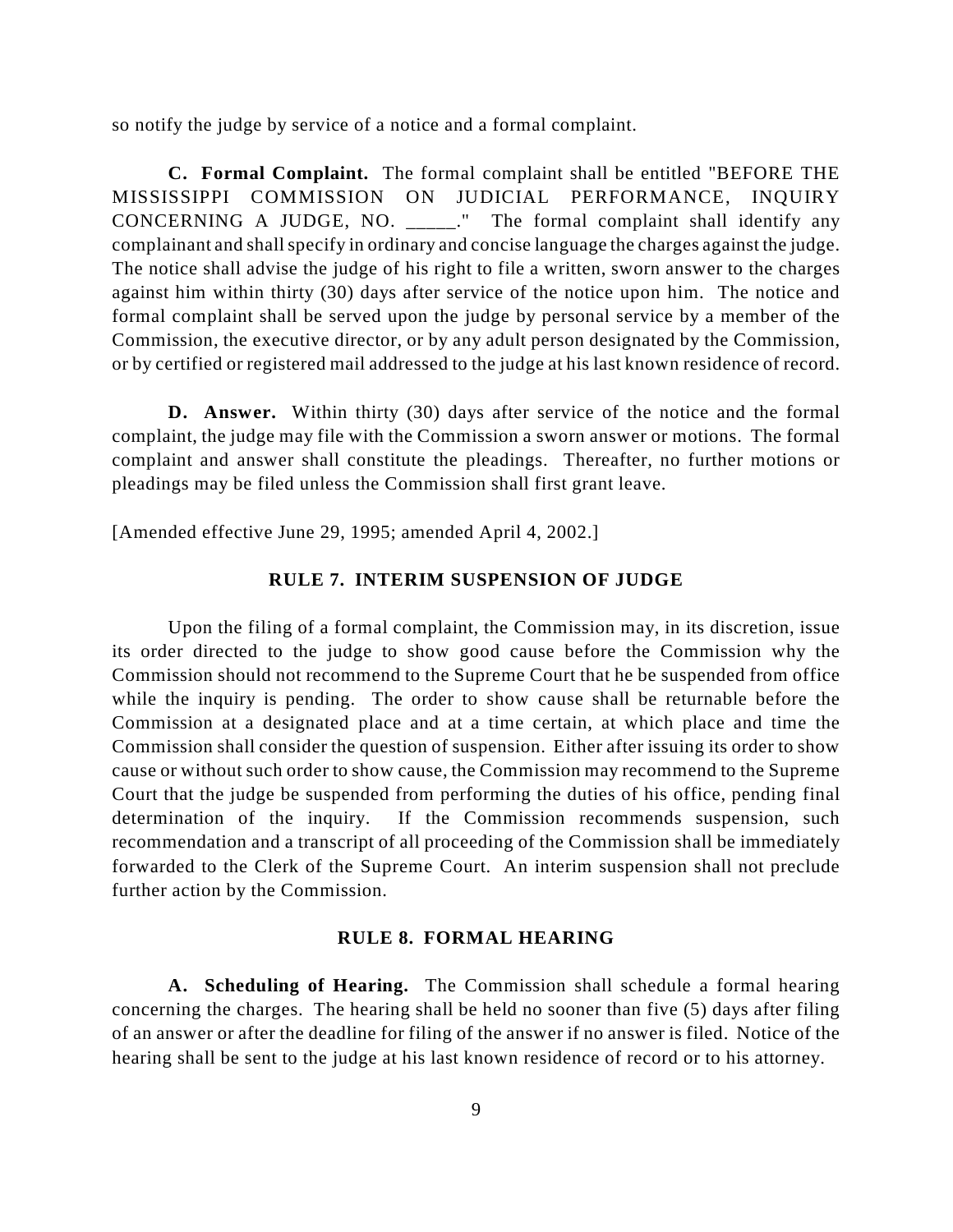so notify the judge by service of a notice and a formal complaint.

**C. Formal Complaint.** The formal complaint shall be entitled "BEFORE THE MISSISSIPPI COMMISSION ON JUDICIAL PERFORMANCE, INQUIRY CONCERNING A JUDGE, NO. _____." The formal complaint shall identify any complainant and shall specify in ordinary and concise language the charges against the judge. The notice shall advise the judge of his right to file a written, sworn answer to the charges against him within thirty (30) days after service of the notice upon him. The notice and formal complaint shall be served upon the judge by personal service by a member of the Commission, the executive director, or by any adult person designated by the Commission, or by certified or registered mail addressed to the judge at his last known residence of record.

**D. Answer.** Within thirty (30) days after service of the notice and the formal complaint, the judge may file with the Commission a sworn answer or motions. The formal complaint and answer shall constitute the pleadings. Thereafter, no further motions or pleadings may be filed unless the Commission shall first grant leave.

[Amended effective June 29, 1995; amended April 4, 2002.]

## RULE 7. INTERIM SUSPENSION OF JUDGE

Upon the filing of a formal complaint, the Commission may, in its discretion, issue its order directed to the judge to show good cause before the Commission why the Commission should not recommend to the Supreme Court that he be suspended from office while the inquiry is pending. The order to show cause shall be returnable before the Commission at a designated place and at a time certain, at which place and time the Commission shall consider the question of suspension. Either after issuing its order to show cause or without such order to show cause, the Commission may recommend to the Supreme Court that the judge be suspended from performing the duties of his office, pending final determination of the inquiry. If the Commission recommends suspension, such recommendation and a transcript of all proceeding of the Commission shall be immediately forwarded to the Clerk of the Supreme Court. An interim suspension shall not preclude further action by the Commission.

## RULE 8. FORMAL HEARING

**A. Scheduling of Hearing.** The Commission shall schedule a formal hearing concerning the charges. The hearing shall be held no sooner than five (5) days after filing of an answer or after the deadline for filing of the answer if no answer is filed. Notice of the hearing shall be sent to the judge at his last known residence of record or to his attorney.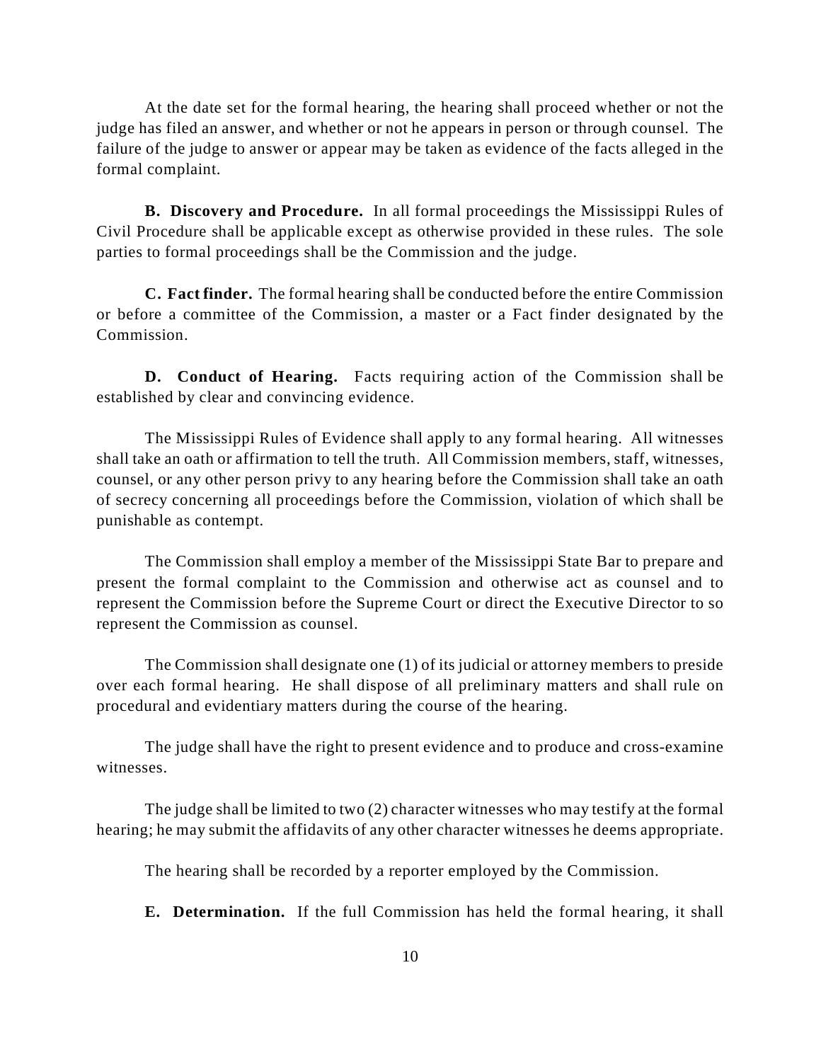At the date set for the formal hearing, the hearing shall proceed whether or not the judge has filed an answer, and whether or not he appears in person or through counsel. The failure of the judge to answer or appear may be taken as evidence of the facts alleged in the formal complaint.

**B. Discovery and Procedure.** In all formal proceedings the Mississippi Rules of Civil Procedure shall be applicable except as otherwise provided in these rules. The sole parties to formal proceedings shall be the Commission and the judge.

**C. Fact finder.** The formal hearing shall be conducted before the entire Commission or before a committee of the Commission, a master or a Fact finder designated by the Commission.

**D. Conduct of Hearing.** Facts requiring action of the Commission shall be established by clear and convincing evidence.

The Mississippi Rules of Evidence shall apply to any formal hearing. All witnesses shall take an oath or affirmation to tell the truth. All Commission members, staff, witnesses, counsel, or any other person privy to any hearing before the Commission shall take an oath of secrecy concerning all proceedings before the Commission, violation of which shall be punishable as contempt.

The Commission shall employ a member of the Mississippi State Bar to prepare and present the formal complaint to the Commission and otherwise act as counsel and to represent the Commission before the Supreme Court or direct the Executive Director to so represent the Commission as counsel.

The Commission shall designate one (1) of its judicial or attorney members to preside over each formal hearing. He shall dispose of all preliminary matters and shall rule on procedural and evidentiary matters during the course of the hearing.

The judge shall have the right to present evidence and to produce and cross-examine witnesses.

The judge shall be limited to two (2) character witnesses who may testify at the formal hearing; he may submit the affidavits of any other character witnesses he deems appropriate.

The hearing shall be recorded by a reporter employed by the Commission.

**E. Determination.** If the full Commission has held the formal hearing, it shall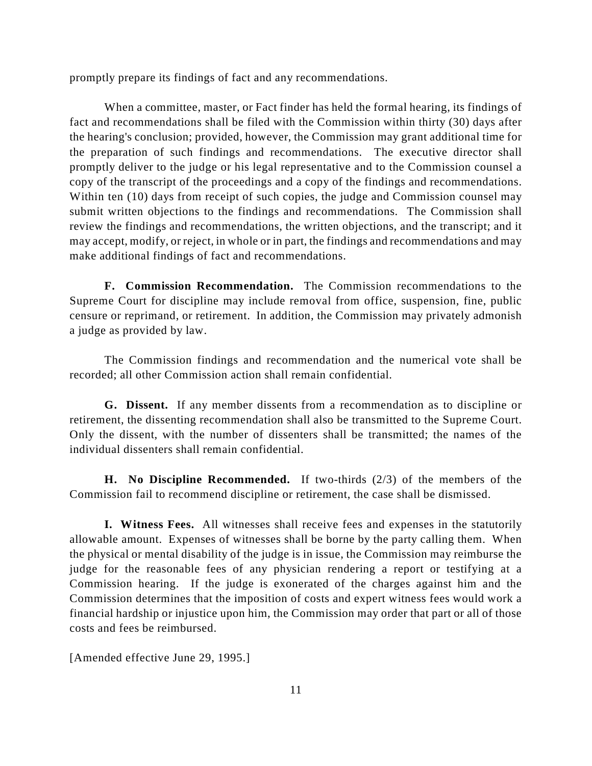promptly prepare its findings of fact and any recommendations.

When a committee, master, or Fact finder has held the formal hearing, its findings of fact and recommendations shall be filed with the Commission within thirty (30) days after the hearing's conclusion; provided, however, the Commission may grant additional time for the preparation of such findings and recommendations. The executive director shall promptly deliver to the judge or his legal representative and to the Commission counsel a copy of the transcript of the proceedings and a copy of the findings and recommendations. Within ten (10) days from receipt of such copies, the judge and Commission counsel may submit written objections to the findings and recommendations. The Commission shall review the findings and recommendations, the written objections, and the transcript; and it may accept, modify, or reject, in whole or in part, the findings and recommendations and may make additional findings of fact and recommendations.

**F. Commission Recommendation.** The Commission recommendations to the Supreme Court for discipline may include removal from office, suspension, fine, public censure or reprimand, or retirement. In addition, the Commission may privately admonish a judge as provided by law.

The Commission findings and recommendation and the numerical vote shall be recorded; all other Commission action shall remain confidential.

**G. Dissent.** If any member dissents from a recommendation as to discipline or retirement, the dissenting recommendation shall also be transmitted to the Supreme Court. Only the dissent, with the number of dissenters shall be transmitted; the names of the individual dissenters shall remain confidential.

**H. No Discipline Recommended.** If two-thirds (2/3) of the members of the Commission fail to recommend discipline or retirement, the case shall be dismissed.

**I. Witness Fees.** All witnesses shall receive fees and expenses in the statutorily allowable amount. Expenses of witnesses shall be borne by the party calling them. When the physical or mental disability of the judge is in issue, the Commission may reimburse the judge for the reasonable fees of any physician rendering a report or testifying at a Commission hearing. If the judge is exonerated of the charges against him and the Commission determines that the imposition of costs and expert witness fees would work a financial hardship or injustice upon him, the Commission may order that part or all of those costs and fees be reimbursed.

[Amended effective June 29, 1995.]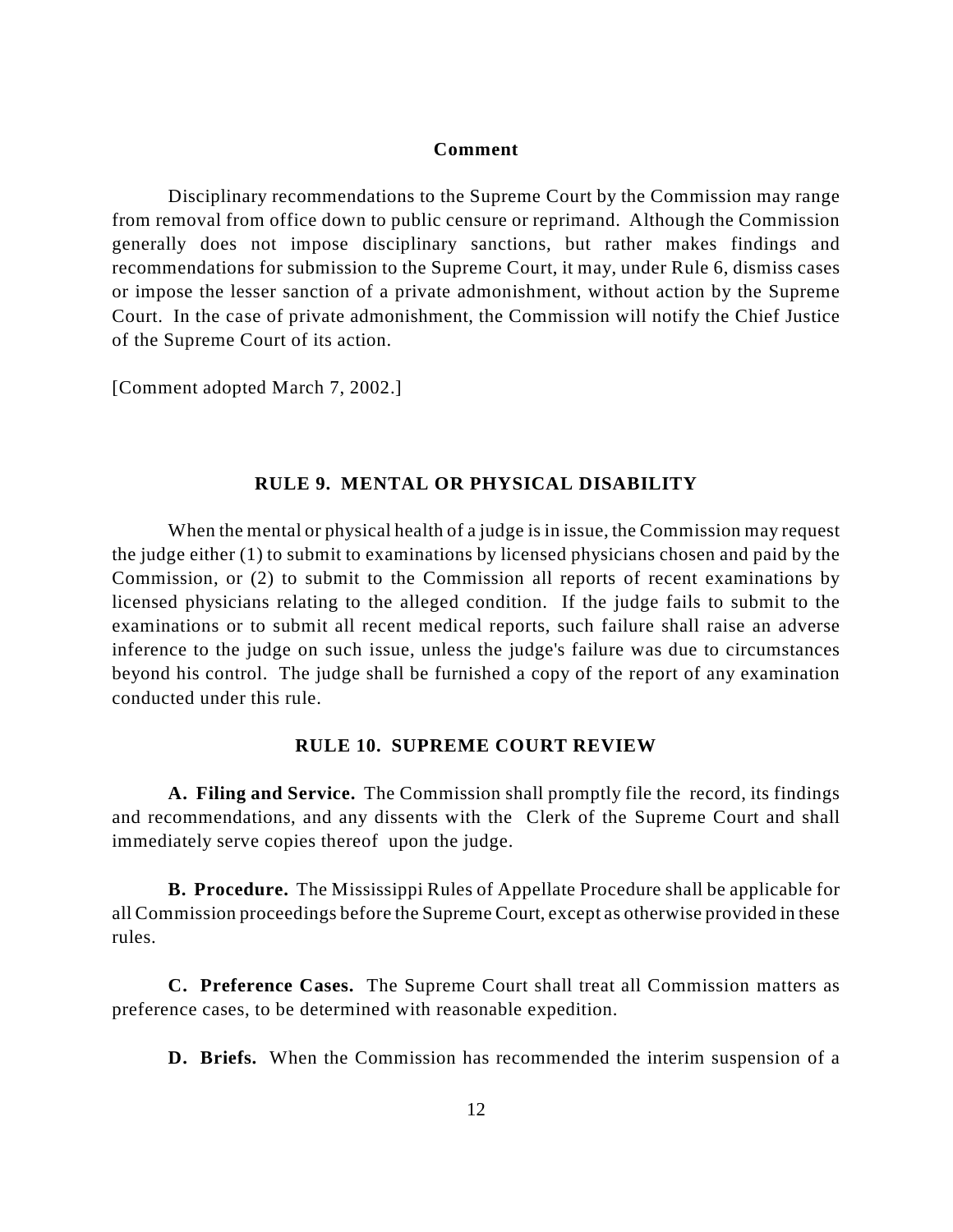### Comment

Disciplinary recommendations to the Supreme Court by the Commission may range from removal from office down to public censure or reprimand. Although the Commission generally does not impose disciplinary sanctions, but rather makes findings and recommendations for submission to the Supreme Court, it may, under Rule 6, dismiss cases or impose the lesser sanction of a private admonishment, without action by the Supreme Court. In the case of private admonishment, the Commission will notify the Chief Justice of the Supreme Court of its action.

[Comment adopted March 7, 2002.]

## RULE 9. MENTAL OR PHYSICAL DISABILITY

When the mental or physical health of a judge is in issue, the Commission may request the judge either (1) to submit to examinations by licensed physicians chosen and paid by the Commission, or (2) to submit to the Commission all reports of recent examinations by licensed physicians relating to the alleged condition. If the judge fails to submit to the examinations or to submit all recent medical reports, such failure shall raise an adverse inference to the judge on such issue, unless the judge's failure was due to circumstances beyond his control. The judge shall be furnished a copy of the report of any examination conducted under this rule.

## RULE 10. SUPREME COURT REVIEW

**A. Filing and Service.** The Commission shall promptly file the record, its findings and recommendations, and any dissents with the Clerk of the Supreme Court and shall immediately serve copies thereof upon the judge.

**B. Procedure.** The Mississippi Rules of Appellate Procedure shall be applicable for all Commission proceedings before the Supreme Court, except as otherwise provided in these rules.

**C. Preference Cases.** The Supreme Court shall treat all Commission matters as preference cases, to be determined with reasonable expedition.

**D. Briefs.** When the Commission has recommended the interim suspension of a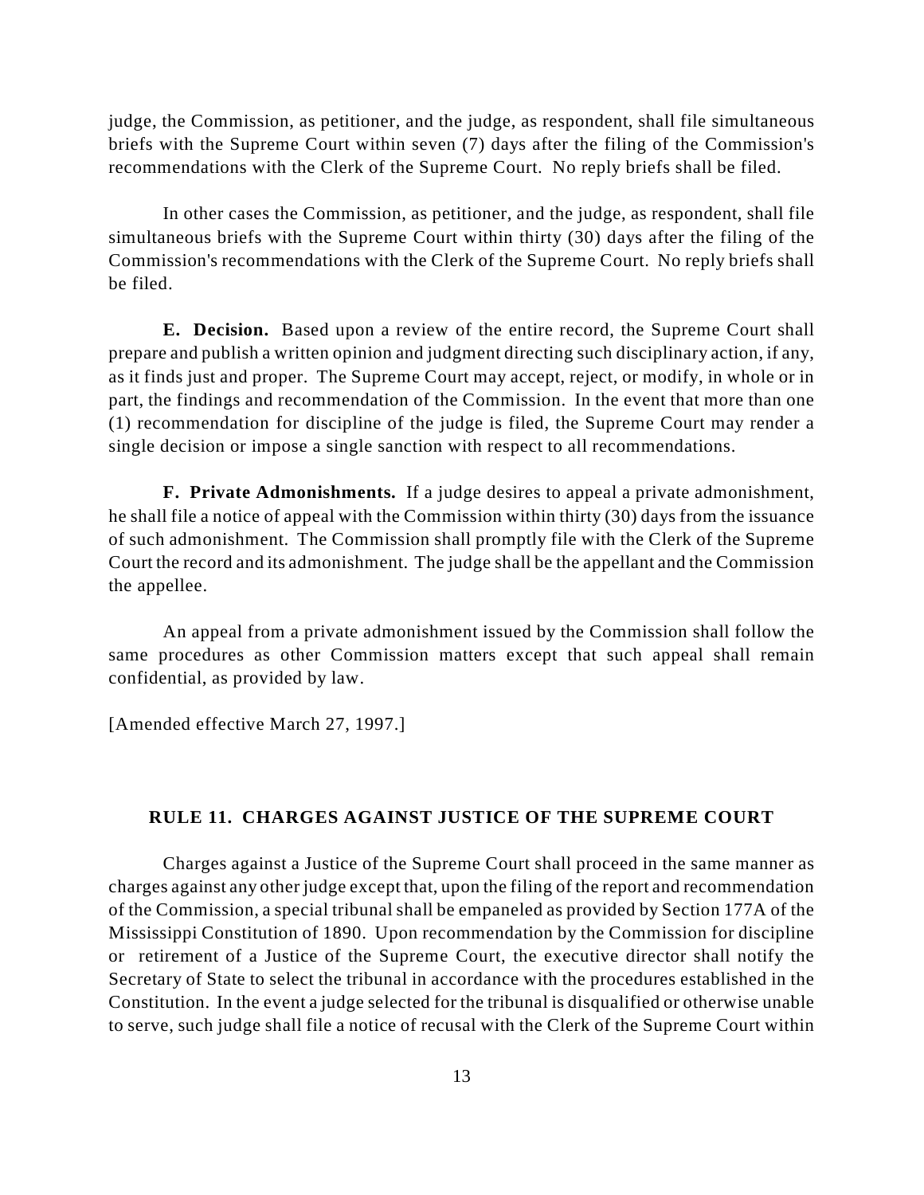judge, the Commission, as petitioner, and the judge, as respondent, shall file simultaneous briefs with the Supreme Court within seven (7) days after the filing of the Commission's recommendations with the Clerk of the Supreme Court. No reply briefs shall be filed.

In other cases the Commission, as petitioner, and the judge, as respondent, shall file simultaneous briefs with the Supreme Court within thirty (30) days after the filing of the Commission's recommendations with the Clerk of the Supreme Court. No reply briefs shall be filed.

**E. Decision.** Based upon a review of the entire record, the Supreme Court shall prepare and publish a written opinion and judgment directing such disciplinary action, if any, as it finds just and proper. The Supreme Court may accept, reject, or modify, in whole or in part, the findings and recommendation of the Commission. In the event that more than one (1) recommendation for discipline of the judge is filed, the Supreme Court may render a single decision or impose a single sanction with respect to all recommendations.

**F. Private Admonishments.** If a judge desires to appeal a private admonishment, he shall file a notice of appeal with the Commission within thirty (30) days from the issuance of such admonishment. The Commission shall promptly file with the Clerk of the Supreme Court the record and its admonishment. The judge shall be the appellant and the Commission the appellee.

An appeal from a private admonishment issued by the Commission shall follow the same procedures as other Commission matters except that such appeal shall remain confidential, as provided by law.

[Amended effective March 27, 1997.]

## RULE 11. CHARGES AGAINST JUSTICE OF THE SUPREME COURT

Charges against a Justice of the Supreme Court shall proceed in the same manner as charges against any other judge except that, upon the filing of the report and recommendation of the Commission, a special tribunal shall be empaneled as provided by Section 177A of the Mississippi Constitution of 1890. Upon recommendation by the Commission for discipline or retirement of a Justice of the Supreme Court, the executive director shall notify the Secretary of State to select the tribunal in accordance with the procedures established in the Constitution. In the event a judge selected for the tribunal is disqualified or otherwise unable to serve, such judge shall file a notice of recusal with the Clerk of the Supreme Court within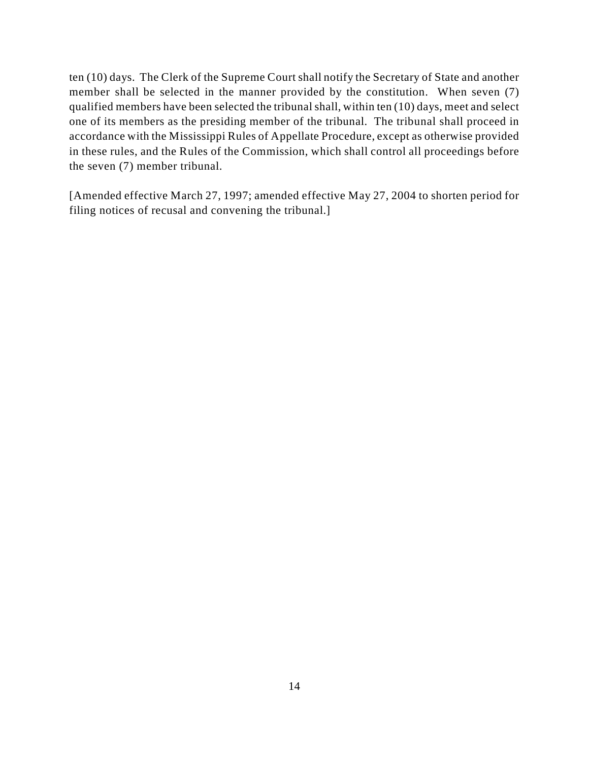ten (10) days. The Clerk of the Supreme Court shall notify the Secretary of State and another member shall be selected in the manner provided by the constitution. When seven (7) qualified members have been selected the tribunal shall, within ten (10) days, meet and select one of its members as the presiding member of the tribunal. The tribunal shall proceed in accordance with the Mississippi Rules of Appellate Procedure, except as otherwise provided in these rules, and the Rules of the Commission, which shall control all proceedings before the seven (7) member tribunal.

[Amended effective March 27, 1997; amended effective May 27, 2004 to shorten period for filing notices of recusal and convening the tribunal.]